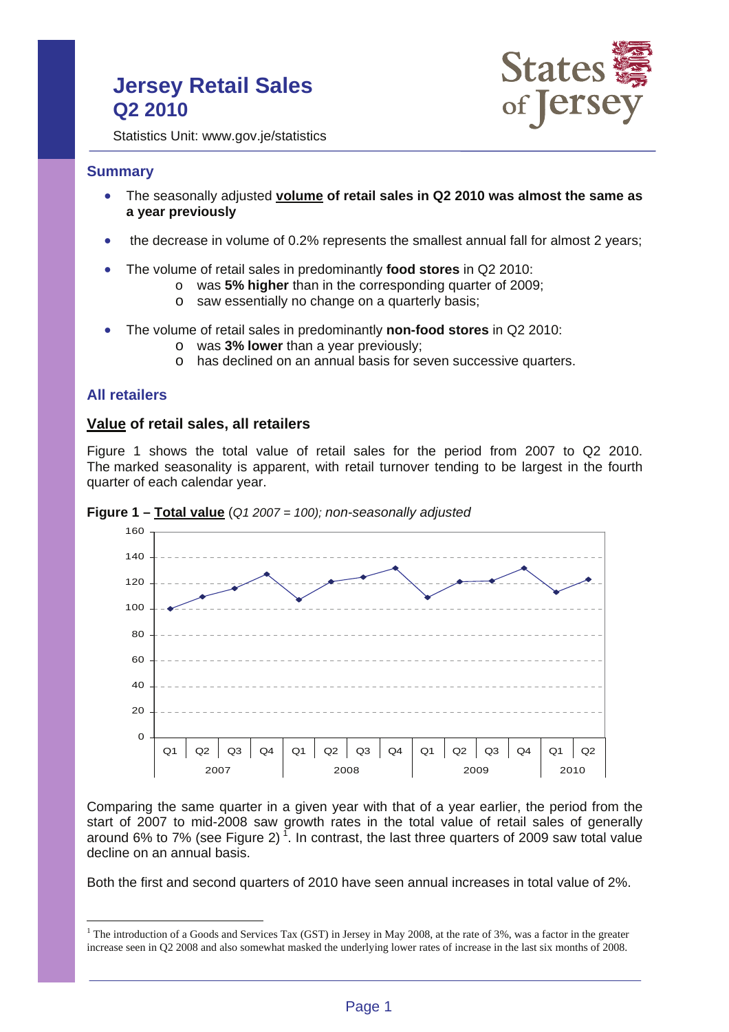# Jersey Retail Sales Q2 2010

Statistics Unit: www.gov.je/statistics

## Summary

- The seasonally adjusted **volume of retail sales in Q2 2010 was almost the same as a year previously**
- the decrease in volume of 0.2% represents the smallest annual fall for almost 2 years;
- The volume of retail sales in predominantly **food stores** in Q2 2010:
  - was **5% higher** than in the corresponding quarter of 2009;
  - saw essentially no change on a quarterly basis;
- The volume of retail sales in predominantly **non-food stores** in Q2 2010:
  - was **3% lower** than a year previously;
  - has declined on an annual basis for seven successive quarters.

## All retailers

### Value of retail sales, all retailers

Figure 1 shows the total value of retail sales for the period from 2007 to Q2 2010. The marked seasonality is apparent, with retail turnover tending to be largest in the fourth quarter of each calendar year.

**Figure 1 – Total value** (*Q1 2007 = 100); non-seasonally adjusted*

Comparing the same quarter in a given year with that of a year earlier, the period from the start of 2007 to mid-2008 saw growth rates in the total value of retail sales of generally around 6% to 7% (see Figure 2) [1]. In contrast, the last three quarters of 2009 saw total value decline on an annual basis.

Both the first and second quarters of 2010 have seen annual increases in total value of 2%.

---

[1] The introduction of a Goods and Services Tax (GST) in Jersey in May 2008, at the rate of 3%, was a factor in the greater increase seen in Q2 2008 and also somewhat masked the underlying lower rates of increase in the last six months of 2008.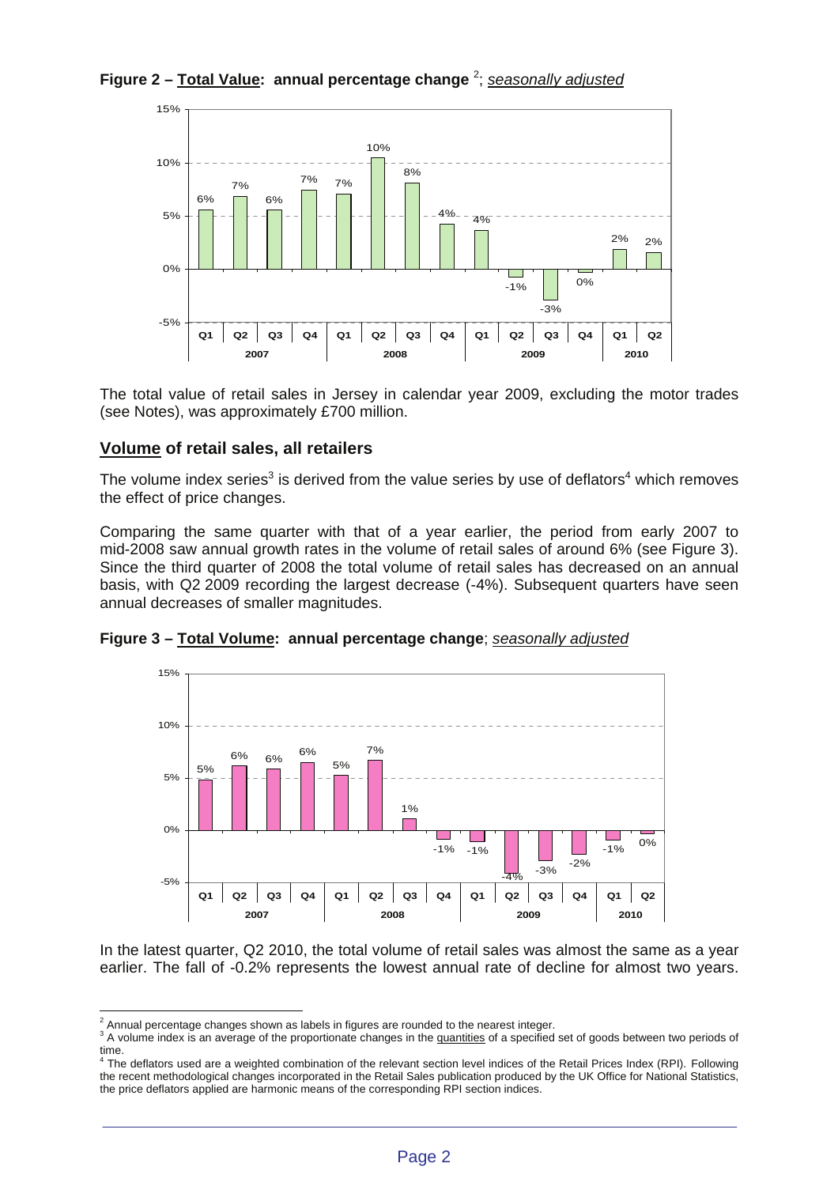**Figure 2 – Total Value: annual percentage change** [2]; *seasonally adjusted*

| Year | Quarter | Annual % change |
|---|---|---|
| 2007 | Q1 | 6% |
| | Q2 | 7% |
| | Q3 | 6% |
| | Q4 | 7% |
| 2008 | Q1 | 7% |
| | Q2 | 10% |
| | Q3 | 8% |
| | Q4 | 4% |
| 2009 | Q1 | 4% |
| | Q2 | -1% |
| | Q3 | -3% |
| | Q4 | 0% |
| 2010 | Q1 | 2% |
| | Q2 | 2% |

The total value of retail sales in Jersey in calendar year 2009, excluding the motor trades (see Notes), was approximately £700 million.

## Volume of retail sales, all retailers

The volume index series[3] is derived from the value series by use of deflators[4] which removes the effect of price changes.

Comparing the same quarter with that of a year earlier, the period from early 2007 to mid-2008 saw annual growth rates in the volume of retail sales of around 6% (see Figure 3). Since the third quarter of 2008 the total volume of retail sales has decreased on an annual basis, with Q2 2009 recording the largest decrease (-4%). Subsequent quarters have seen annual decreases of smaller magnitudes.

**Figure 3 – Total Volume: annual percentage change**; *seasonally adjusted*

| Year | Quarter | Annual % change |
|---|---|---|
| 2007 | Q1 | 5% |
| | Q2 | 6% |
| | Q3 | 6% |
| | Q4 | 6% |
| 2008 | Q1 | 5% |
| | Q2 | 7% |
| | Q3 | 1% |
| | Q4 | -1% |
| 2009 | Q1 | -1% |
| | Q2 | -4% |
| | Q3 | -3% |
| | Q4 | -2% |
| 2010 | Q1 | -1% |
| | Q2 | 0% |

In the latest quarter, Q2 2010, the total volume of retail sales was almost the same as a year earlier. The fall of -0.2% represents the lowest annual rate of decline for almost two years.

---

[2] Annual percentage changes shown as labels in figures are rounded to the nearest integer.

[3] A volume index is an average of the proportionate changes in the quantities of a specified set of goods between two periods of time.

[4] The deflators used are a weighted combination of the relevant section level indices of the Retail Prices Index (RPI). Following the recent methodological changes incorporated in the Retail Sales publication produced by the UK Office for National Statistics, the price deflators applied are harmonic means of the corresponding RPI section indices.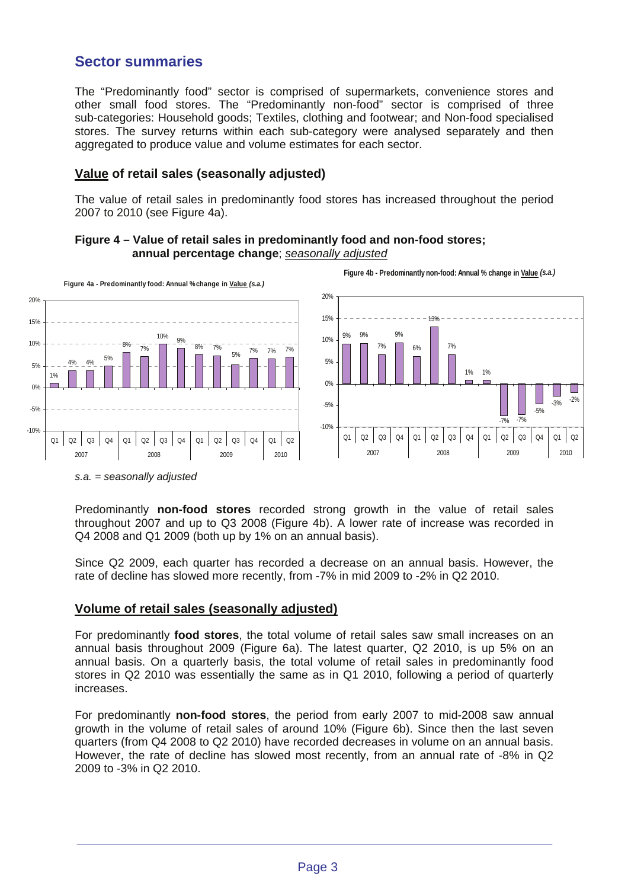## Sector summaries

The "Predominantly food" sector is comprised of supermarkets, convenience stores and other small food stores. The "Predominantly non-food" sector is comprised of three sub-categories: Household goods; Textiles, clothing and footwear; and Non-food specialised stores. The survey returns within each sub-category were analysed separately and then aggregated to produce value and volume estimates for each sector.

### <u>Value</u> of retail sales (seasonally adjusted)

The value of retail sales in predominantly food stores has increased throughout the period 2007 to 2010 (see Figure 4a).

**Figure 4 – Value of retail sales in predominantly food and non-food stores; annual percentage change**; *seasonally adjusted*

**Figure 4a - Predominantly food: Annual % change in Value (s.a.)**

| Year | Quarter | Annual % change |
|---|---|---|
| 2007 | Q1 | 1% |
| | Q2 | 4% |
| | Q3 | 4% |
| | Q4 | 5% |
| 2008 | Q1 | 8% |
| | Q2 | 7% |
| | Q3 | 10% |
| | Q4 | 9% |
| 2009 | Q1 | 8% |
| | Q2 | 7% |
| | Q3 | 5% |
| | Q4 | 7% |
| 2010 | Q1 | 7% |
| | Q2 | 7% |

**Figure 4b - Predominantly non-food: Annual % change in Value (s.a.)**

| Year | Quarter | Annual % change |
|---|---|---|
| 2007 | Q1 | 9% |
| | Q2 | 9% |
| | Q3 | 7% |
| | Q4 | 9% |
| 2008 | Q1 | 6% |
| | Q2 | 13% |
| | Q3 | 7% |
| | Q4 | 1% |
| 2009 | Q1 | 1% |
| | Q2 | -7% |
| | Q3 | -7% |
| | Q4 | -5% |
| 2010 | Q1 | -3% |
| | Q2 | -2% |

*s.a. = seasonally adjusted*

Predominantly **non-food stores** recorded strong growth in the value of retail sales throughout 2007 and up to Q3 2008 (Figure 4b). A lower rate of increase was recorded in Q4 2008 and Q1 2009 (both up by 1% on an annual basis).

Since Q2 2009, each quarter has recorded a decrease on an annual basis. However, the rate of decline has slowed more recently, from -7% in mid 2009 to -2% in Q2 2010.

### <u>Volume of retail sales (seasonally adjusted)</u>

For predominantly **food stores**, the total volume of retail sales saw small increases on an annual basis throughout 2009 (Figure 6a). The latest quarter, Q2 2010, is up 5% on an annual basis. On a quarterly basis, the total volume of retail sales in predominantly food stores in Q2 2010 was essentially the same as in Q1 2010, following a period of quarterly increases.

For predominantly **non-food stores**, the period from early 2007 to mid-2008 saw annual growth in the volume of retail sales of around 10% (Figure 6b). Since then the last seven quarters (from Q4 2008 to Q2 2010) have recorded decreases in volume on an annual basis. However, the rate of decline has slowed most recently, from an annual rate of -8% in Q2 2009 to -3% in Q2 2010.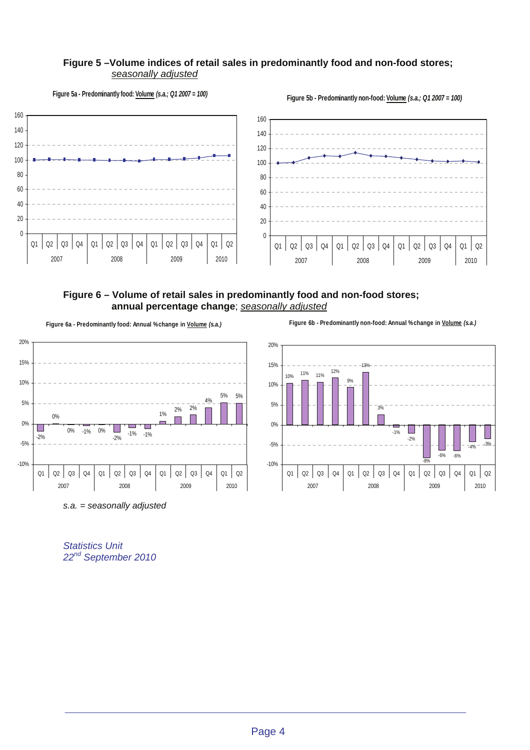## Figure 5 –Volume indices of retail sales in predominantly food and non-food stores; *seasonally adjusted*

**Figure 5a - Predominantly food: Volume *(s.a.; Q1 2007 = 100)***

**Figure 5b - Predominantly non-food: Volume *(s.a.; Q1 2007 = 100)***

## Figure 6 – Volume of retail sales in predominantly food and non-food stores; annual percentage change; *seasonally adjusted*

**Figure 6a - Predominantly food: Annual %change in Volume *(s.a.)***

| | 2007 Q1 | 2007 Q2 | 2007 Q3 | 2007 Q4 | 2008 Q1 | 2008 Q2 | 2008 Q3 | 2008 Q4 | 2009 Q1 | 2009 Q2 | 2009 Q3 | 2009 Q4 | 2010 Q1 | 2010 Q2 |
|---|---|---|---|---|---|---|---|---|---|---|---|---|---|---|
| Annual % change | -2% | 0% | 0% | -1% | 0% | -2% | -1% | -1% | 1% | 2% | 2% | 4% | 5% | 5% |

**Figure 6b - Predominantly non-food: Annual %change in Volume *(s.a.)***

| | 2007 Q1 | 2007 Q2 | 2007 Q3 | 2007 Q4 | 2008 Q1 | 2008 Q2 | 2008 Q3 | 2008 Q4 | 2009 Q1 | 2009 Q2 | 2009 Q3 | 2009 Q4 | 2010 Q1 | 2010 Q2 |
|---|---|---|---|---|---|---|---|---|---|---|---|---|---|---|
| Annual % change | 10% | 11% | 11% | 12% | 9% | 13% | 3% | -1% | -2% | -8% | -6% | -6% | -4% | -3% |

*s.a. = seasonally adjusted*

*Statistics Unit*
*22nd September 2010*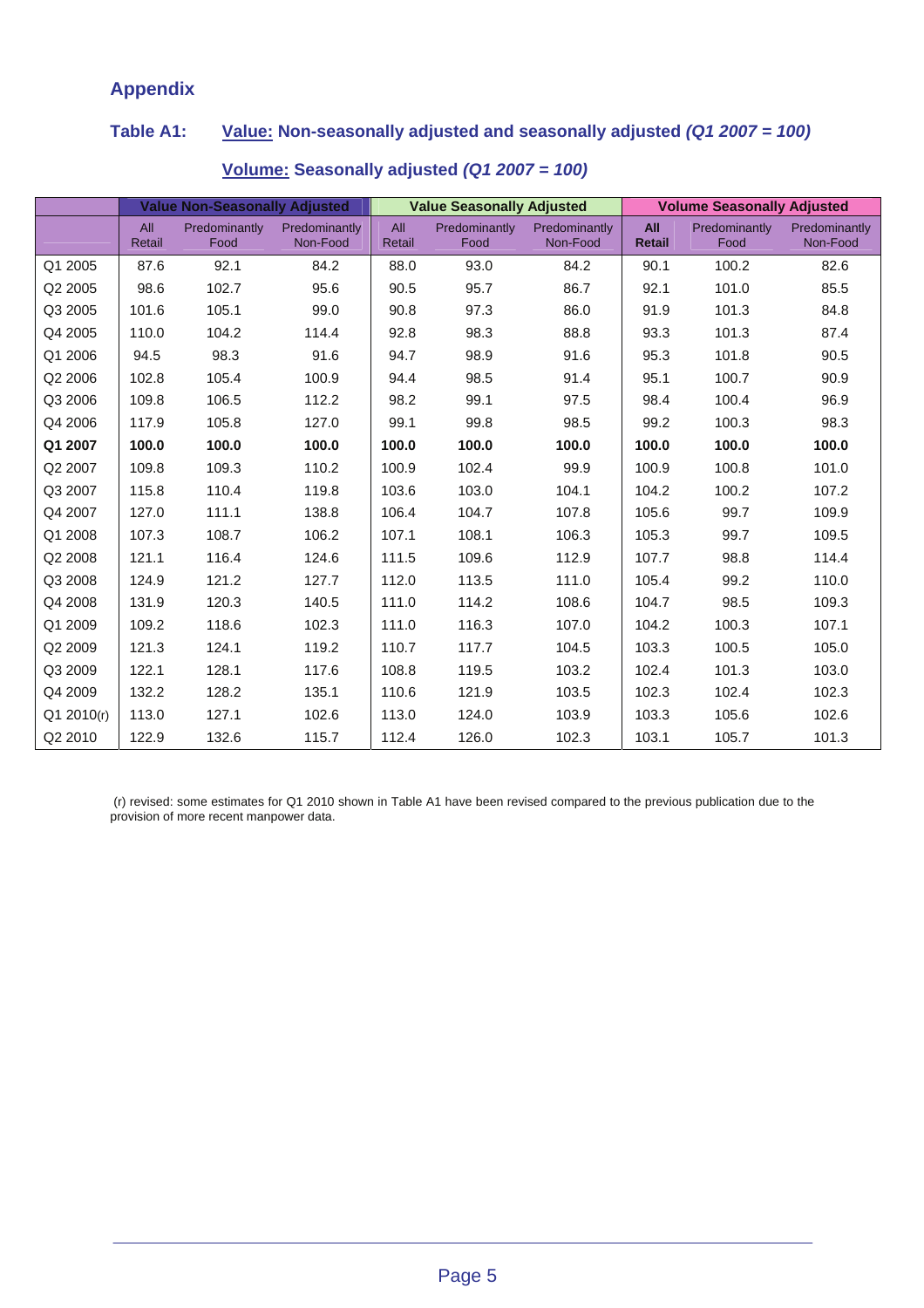## Appendix

### Table A1: Value: Non-seasonally adjusted and seasonally adjusted *(Q1 2007 = 100)*

### Volume: Seasonally adjusted *(Q1 2007 = 100)*

| | Value Non-Seasonally Adjusted | | | Value Seasonally Adjusted | | | Volume Seasonally Adjusted | | |
|---|---|---|---|---|---|---|---|---|---|
| | All Retail | Predominantly Food | Predominantly Non-Food | All Retail | Predominantly Food | Predominantly Non-Food | **All Retail** | Predominantly Food | Predominantly Non-Food |
| Q1 2005 | 87.6 | 92.1 | 84.2 | 88.0 | 93.0 | 84.2 | 90.1 | 100.2 | 82.6 |
| Q2 2005 | 98.6 | 102.7 | 95.6 | 90.5 | 95.7 | 86.7 | 92.1 | 101.0 | 85.5 |
| Q3 2005 | 101.6 | 105.1 | 99.0 | 90.8 | 97.3 | 86.0 | 91.9 | 101.3 | 84.8 |
| Q4 2005 | 110.0 | 104.2 | 114.4 | 92.8 | 98.3 | 88.8 | 93.3 | 101.3 | 87.4 |
| Q1 2006 | 94.5 | 98.3 | 91.6 | 94.7 | 98.9 | 91.6 | 95.3 | 101.8 | 90.5 |
| Q2 2006 | 102.8 | 105.4 | 100.9 | 94.4 | 98.5 | 91.4 | 95.1 | 100.7 | 90.9 |
| Q3 2006 | 109.8 | 106.5 | 112.2 | 98.2 | 99.1 | 97.5 | 98.4 | 100.4 | 96.9 |
| Q4 2006 | 117.9 | 105.8 | 127.0 | 99.1 | 99.8 | 98.5 | 99.2 | 100.3 | 98.3 |
| **Q1 2007** | **100.0** | **100.0** | **100.0** | **100.0** | **100.0** | **100.0** | **100.0** | **100.0** | **100.0** |
| Q2 2007 | 109.8 | 109.3 | 110.2 | 100.9 | 102.4 | 99.9 | 100.9 | 100.8 | 101.0 |
| Q3 2007 | 115.8 | 110.4 | 119.8 | 103.6 | 103.0 | 104.1 | 104.2 | 100.2 | 107.2 |
| Q4 2007 | 127.0 | 111.1 | 138.8 | 106.4 | 104.7 | 107.8 | 105.6 | 99.7 | 109.9 |
| Q1 2008 | 107.3 | 108.7 | 106.2 | 107.1 | 108.1 | 106.3 | 105.3 | 99.7 | 109.5 |
| Q2 2008 | 121.1 | 116.4 | 124.6 | 111.5 | 109.6 | 112.9 | 107.7 | 98.8 | 114.4 |
| Q3 2008 | 124.9 | 121.2 | 127.7 | 112.0 | 113.5 | 111.0 | 105.4 | 99.2 | 110.0 |
| Q4 2008 | 131.9 | 120.3 | 140.5 | 111.0 | 114.2 | 108.6 | 104.7 | 98.5 | 109.3 |
| Q1 2009 | 109.2 | 118.6 | 102.3 | 111.0 | 116.3 | 107.0 | 104.2 | 100.3 | 107.1 |
| Q2 2009 | 121.3 | 124.1 | 119.2 | 110.7 | 117.7 | 104.5 | 103.3 | 100.5 | 105.0 |
| Q3 2009 | 122.1 | 128.1 | 117.6 | 108.8 | 119.5 | 103.2 | 102.4 | 101.3 | 103.0 |
| Q4 2009 | 132.2 | 128.2 | 135.1 | 110.6 | 121.9 | 103.5 | 102.3 | 102.4 | 102.3 |
| Q1 2010(r) | 113.0 | 127.1 | 102.6 | 113.0 | 124.0 | 103.9 | 103.3 | 105.6 | 102.6 |
| Q2 2010 | 122.9 | 132.6 | 115.7 | 112.4 | 126.0 | 102.3 | 103.1 | 105.7 | 101.3 |

(r) revised: some estimates for Q1 2010 shown in Table A1 have been revised compared to the previous publication due to the provision of more recent manpower data.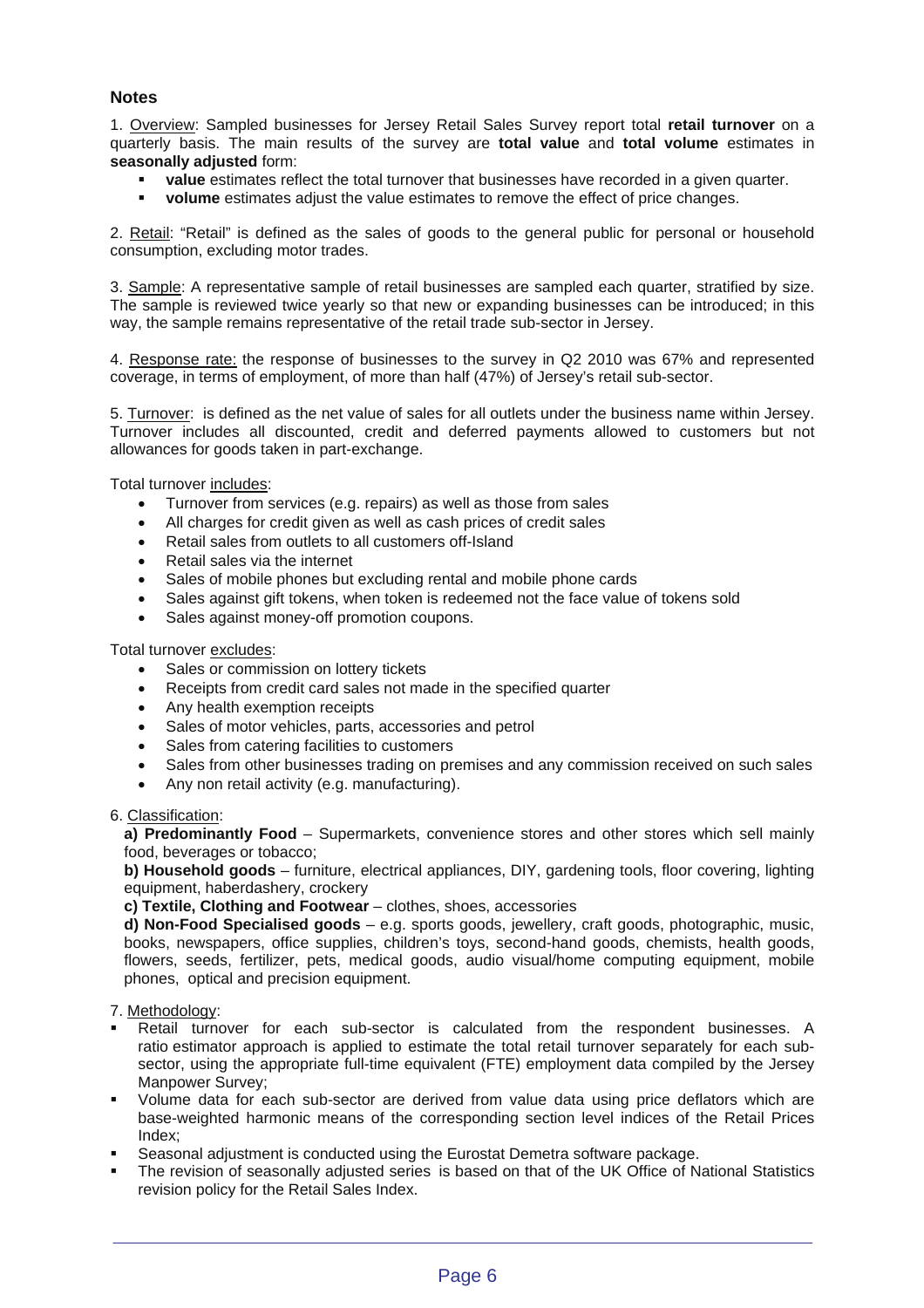## Notes

1. Overview: Sampled businesses for Jersey Retail Sales Survey report total **retail turnover** on a quarterly basis. The main results of the survey are **total value** and **total volume** estimates in **seasonally adjusted** form:

- **value** estimates reflect the total turnover that businesses have recorded in a given quarter.
- **volume** estimates adjust the value estimates to remove the effect of price changes.

2. Retail: "Retail" is defined as the sales of goods to the general public for personal or household consumption, excluding motor trades.

3. Sample: A representative sample of retail businesses are sampled each quarter, stratified by size. The sample is reviewed twice yearly so that new or expanding businesses can be introduced; in this way, the sample remains representative of the retail trade sub-sector in Jersey.

4. Response rate: the response of businesses to the survey in Q2 2010 was 67% and represented coverage, in terms of employment, of more than half (47%) of Jersey's retail sub-sector.

5. Turnover: is defined as the net value of sales for all outlets under the business name within Jersey. Turnover includes all discounted, credit and deferred payments allowed to customers but not allowances for goods taken in part-exchange.

Total turnover includes:

- Turnover from services (e.g. repairs) as well as those from sales
- All charges for credit given as well as cash prices of credit sales
- Retail sales from outlets to all customers off-Island
- Retail sales via the internet
- Sales of mobile phones but excluding rental and mobile phone cards
- Sales against gift tokens, when token is redeemed not the face value of tokens sold
- Sales against money-off promotion coupons.

Total turnover excludes:

- Sales or commission on lottery tickets
- Receipts from credit card sales not made in the specified quarter
- Any health exemption receipts
- Sales of motor vehicles, parts, accessories and petrol
- Sales from catering facilities to customers
- Sales from other businesses trading on premises and any commission received on such sales
- Any non retail activity (e.g. manufacturing).

6. Classification:

**a) Predominantly Food** – Supermarkets, convenience stores and other stores which sell mainly food, beverages or tobacco;

**b) Household goods** – furniture, electrical appliances, DIY, gardening tools, floor covering, lighting equipment, haberdashery, crockery

**c) Textile, Clothing and Footwear** – clothes, shoes, accessories

**d) Non-Food Specialised goods** – e.g. sports goods, jewellery, craft goods, photographic, music, books, newspapers, office supplies, children's toys, second-hand goods, chemists, health goods, flowers, seeds, fertilizer, pets, medical goods, audio visual/home computing equipment, mobile phones, optical and precision equipment.

7. Methodology:

- Retail turnover for each sub-sector is calculated from the respondent businesses. A ratio estimator approach is applied to estimate the total retail turnover separately for each sub-sector, using the appropriate full-time equivalent (FTE) employment data compiled by the Jersey Manpower Survey;
- Volume data for each sub-sector are derived from value data using price deflators which are base-weighted harmonic means of the corresponding section level indices of the Retail Prices Index;
- Seasonal adjustment is conducted using the Eurostat Demetra software package.
- The revision of seasonally adjusted series is based on that of the UK Office of National Statistics revision policy for the Retail Sales Index.